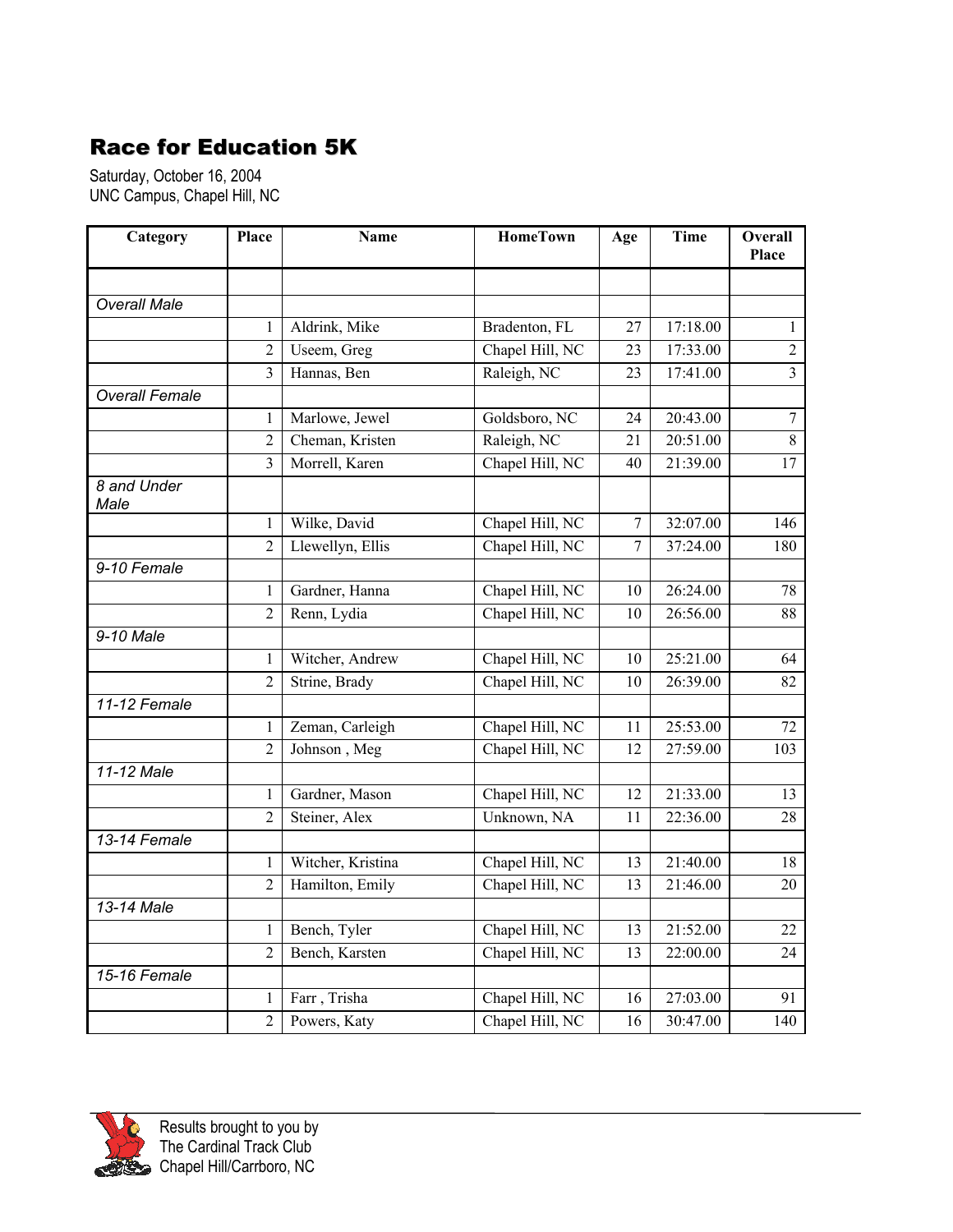# Race for Education 5K

Saturday, October 16, 2004
UNC Campus, Chapel Hill, NC

| Category | Place | Name | HomeTown | Age | Time | Overall Place |
|---|---|---|---|---|---|---|
| | | | | | | |
| *Overall Male* | | | | | | |
| | 1 | Aldrink, Mike | Bradenton, FL | 27 | 17:18.00 | 1 |
| | 2 | Useem, Greg | Chapel Hill, NC | 23 | 17:33.00 | 2 |
| | 3 | Hannas, Ben | Raleigh, NC | 23 | 17:41.00 | 3 |
| *Overall Female* | | | | | | |
| | 1 | Marlowe, Jewel | Goldsboro, NC | 24 | 20:43.00 | 7 |
| | 2 | Cheman, Kristen | Raleigh, NC | 21 | 20:51.00 | 8 |
| | 3 | Morrell, Karen | Chapel Hill, NC | 40 | 21:39.00 | 17 |
| *8 and Under Male* | | | | | | |
| | 1 | Wilke, David | Chapel Hill, NC | 7 | 32:07.00 | 146 |
| | 2 | Llewellyn, Ellis | Chapel Hill, NC | 7 | 37:24.00 | 180 |
| *9-10 Female* | | | | | | |
| | 1 | Gardner, Hanna | Chapel Hill, NC | 10 | 26:24.00 | 78 |
| | 2 | Renn, Lydia | Chapel Hill, NC | 10 | 26:56.00 | 88 |
| *9-10 Male* | | | | | | |
| | 1 | Witcher, Andrew | Chapel Hill, NC | 10 | 25:21.00 | 64 |
| | 2 | Strine, Brady | Chapel Hill, NC | 10 | 26:39.00 | 82 |
| *11-12 Female* | | | | | | |
| | 1 | Zeman, Carleigh | Chapel Hill, NC | 11 | 25:53.00 | 72 |
| | 2 | Johnson , Meg | Chapel Hill, NC | 12 | 27:59.00 | 103 |
| *11-12 Male* | | | | | | |
| | 1 | Gardner, Mason | Chapel Hill, NC | 12 | 21:33.00 | 13 |
| | 2 | Steiner, Alex | Unknown, NA | 11 | 22:36.00 | 28 |
| *13-14 Female* | | | | | | |
| | 1 | Witcher, Kristina | Chapel Hill, NC | 13 | 21:40.00 | 18 |
| | 2 | Hamilton, Emily | Chapel Hill, NC | 13 | 21:46.00 | 20 |
| *13-14 Male* | | | | | | |
| | 1 | Bench, Tyler | Chapel Hill, NC | 13 | 21:52.00 | 22 |
| | 2 | Bench, Karsten | Chapel Hill, NC | 13 | 22:00.00 | 24 |
| *15-16 Female* | | | | | | |
| | 1 | Farr , Trisha | Chapel Hill, NC | 16 | 27:03.00 | 91 |
| | 2 | Powers, Katy | Chapel Hill, NC | 16 | 30:47.00 | 140 |

Results brought to you by
The Cardinal Track Club
Chapel Hill/Carrboro, NC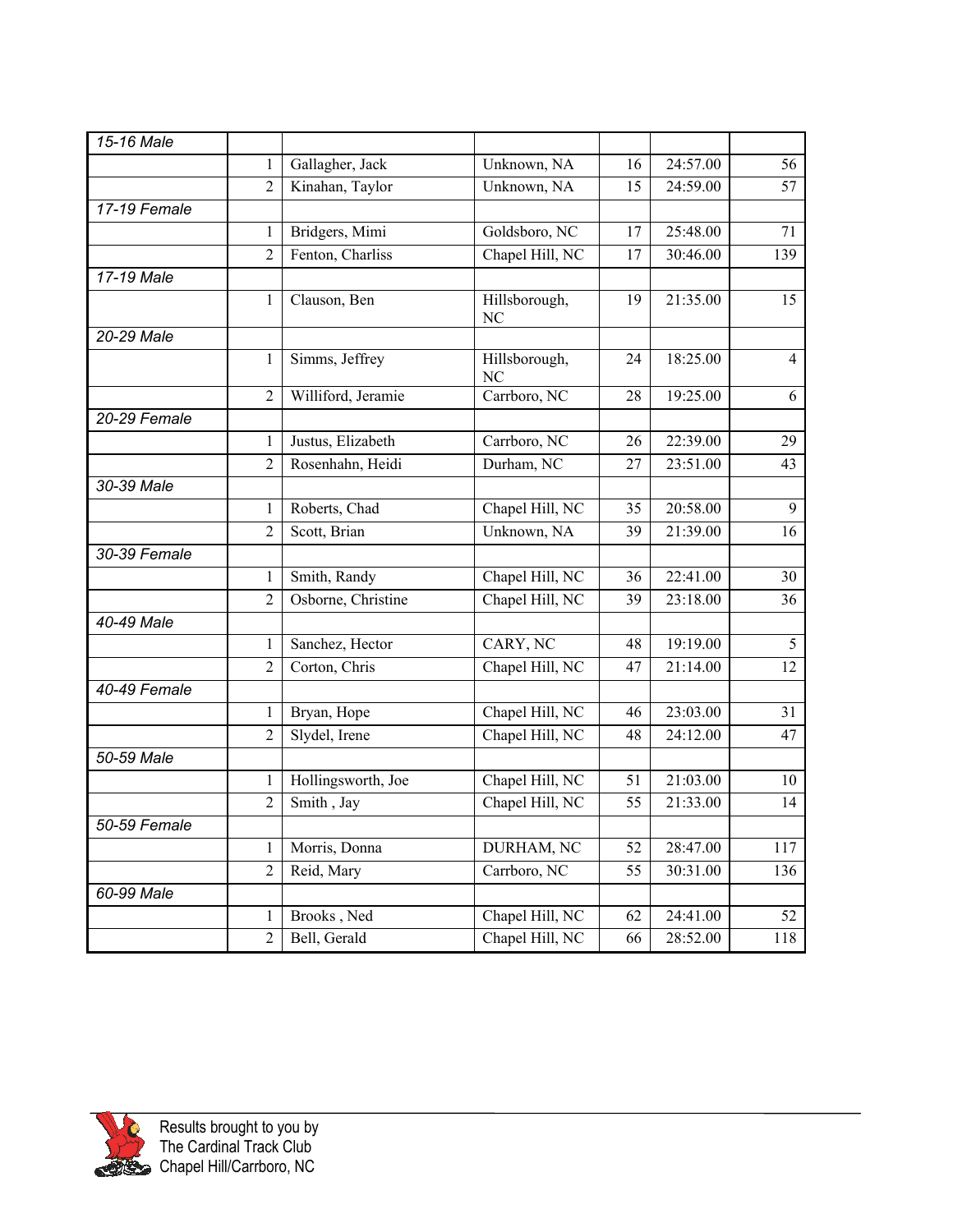| | | | | | | |
|---|---|---|---|---|---|---|
| *15-16 Male* | | | | | | |
| | 1 | Gallagher, Jack | Unknown, NA | 16 | 24:57.00 | 56 |
| | 2 | Kinahan, Taylor | Unknown, NA | 15 | 24:59.00 | 57 |
| *17-19 Female* | | | | | | |
| | 1 | Bridgers, Mimi | Goldsboro, NC | 17 | 25:48.00 | 71 |
| | 2 | Fenton, Charliss | Chapel Hill, NC | 17 | 30:46.00 | 139 |
| *17-19 Male* | | | | | | |
| | 1 | Clauson, Ben | Hillsborough, NC | 19 | 21:35.00 | 15 |
| *20-29 Male* | | | | | | |
| | 1 | Simms, Jeffrey | Hillsborough, NC | 24 | 18:25.00 | 4 |
| | 2 | Williford, Jeramie | Carrboro, NC | 28 | 19:25.00 | 6 |
| *20-29 Female* | | | | | | |
| | 1 | Justus, Elizabeth | Carrboro, NC | 26 | 22:39.00 | 29 |
| | 2 | Rosenhahn, Heidi | Durham, NC | 27 | 23:51.00 | 43 |
| *30-39 Male* | | | | | | |
| | 1 | Roberts, Chad | Chapel Hill, NC | 35 | 20:58.00 | 9 |
| | 2 | Scott, Brian | Unknown, NA | 39 | 21:39.00 | 16 |
| *30-39 Female* | | | | | | |
| | 1 | Smith, Randy | Chapel Hill, NC | 36 | 22:41.00 | 30 |
| | 2 | Osborne, Christine | Chapel Hill, NC | 39 | 23:18.00 | 36 |
| *40-49 Male* | | | | | | |
| | 1 | Sanchez, Hector | CARY, NC | 48 | 19:19.00 | 5 |
| | 2 | Corton, Chris | Chapel Hill, NC | 47 | 21:14.00 | 12 |
| *40-49 Female* | | | | | | |
| | 1 | Bryan, Hope | Chapel Hill, NC | 46 | 23:03.00 | 31 |
| | 2 | Slydel, Irene | Chapel Hill, NC | 48 | 24:12.00 | 47 |
| *50-59 Male* | | | | | | |
| | 1 | Hollingsworth, Joe | Chapel Hill, NC | 51 | 21:03.00 | 10 |
| | 2 | Smith , Jay | Chapel Hill, NC | 55 | 21:33.00 | 14 |
| *50-59 Female* | | | | | | |
| | 1 | Morris, Donna | DURHAM, NC | 52 | 28:47.00 | 117 |
| | 2 | Reid, Mary | Carrboro, NC | 55 | 30:31.00 | 136 |
| *60-99 Male* | | | | | | |
| | 1 | Brooks , Ned | Chapel Hill, NC | 62 | 24:41.00 | 52 |
| | 2 | Bell, Gerald | Chapel Hill, NC | 66 | 28:52.00 | 118 |